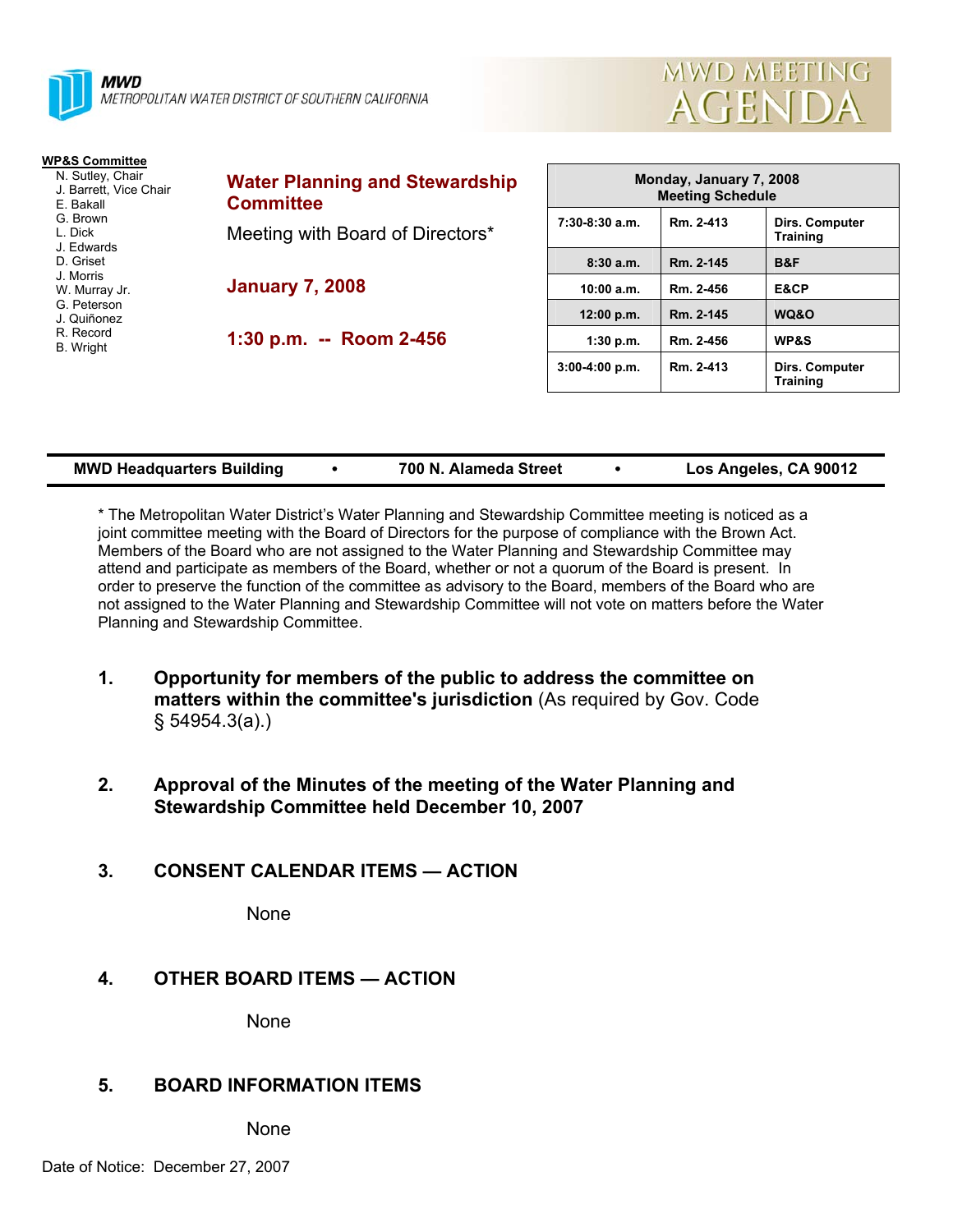**MWD**
METROPOLITAN WATER DISTRICT OF SOUTHERN CALIFORNIA

# MWD MEETING AGENDA

**WP&S Committee**
- N. Sutley, Chair
- J. Barrett, Vice Chair
- E. Bakall
- G. Brown
- L. Dick
- J. Edwards
- D. Griset
- J. Morris
- W. Murray Jr.
- G. Peterson
- J. Quiñonez
- R. Record
- B. Wright

## Water Planning and Stewardship Committee

Meeting with Board of Directors*

**January 7, 2008**

**1:30 p.m. -- Room 2-456**

| Monday, January 7, 2008 Meeting Schedule | | |
|---|---|---|
| 7:30-8:30 a.m. | Rm. 2-413 | Dirs. Computer Training |
| 8:30 a.m. | Rm. 2-145 | B&F |
| 10:00 a.m. | Rm. 2-456 | E&CP |
| 12:00 p.m. | Rm. 2-145 | WQ&O |
| 1:30 p.m. | Rm. 2-456 | WP&S |
| 3:00-4:00 p.m. | Rm. 2-413 | Dirs. Computer Training |

**MWD Headquarters Building • 700 N. Alameda Street • Los Angeles, CA 90012**

* The Metropolitan Water District's Water Planning and Stewardship Committee meeting is noticed as a joint committee meeting with the Board of Directors for the purpose of compliance with the Brown Act. Members of the Board who are not assigned to the Water Planning and Stewardship Committee may attend and participate as members of the Board, whether or not a quorum of the Board is present. In order to preserve the function of the committee as advisory to the Board, members of the Board who are not assigned to the Water Planning and Stewardship Committee will not vote on matters before the Water Planning and Stewardship Committee.

1. **Opportunity for members of the public to address the committee on matters within the committee's jurisdiction** (As required by Gov. Code § 54954.3(a).)

2. **Approval of the Minutes of the meeting of the Water Planning and Stewardship Committee held December 10, 2007**

3. **CONSENT CALENDAR ITEMS — ACTION**

   None

4. **OTHER BOARD ITEMS — ACTION**

   None

5. **BOARD INFORMATION ITEMS**

   None

Date of Notice: December 27, 2007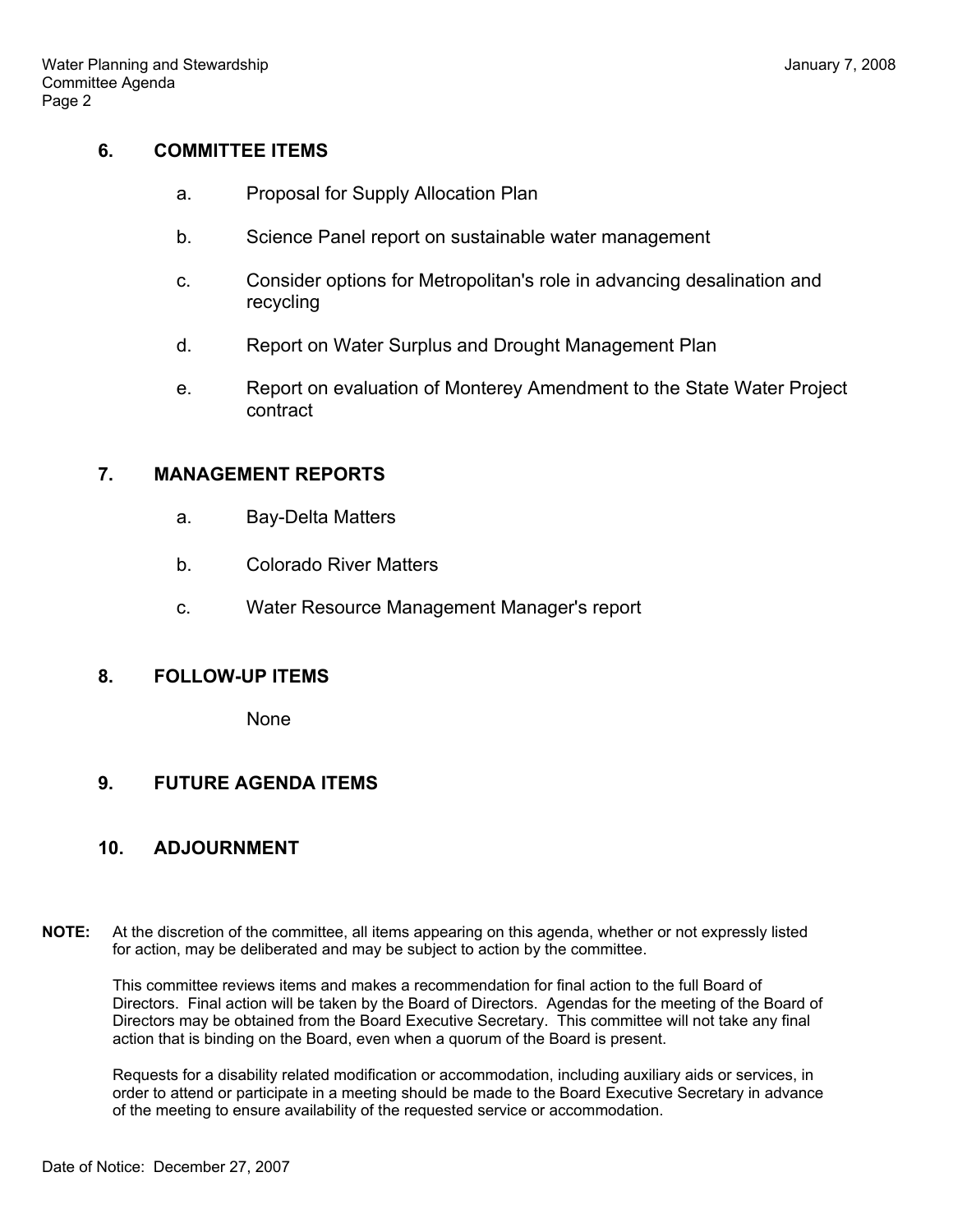## 6. COMMITTEE ITEMS

a. Proposal for Supply Allocation Plan

b. Science Panel report on sustainable water management

c. Consider options for Metropolitan's role in advancing desalination and recycling

d. Report on Water Surplus and Drought Management Plan

e. Report on evaluation of Monterey Amendment to the State Water Project contract

## 7. MANAGEMENT REPORTS

a. Bay-Delta Matters

b. Colorado River Matters

c. Water Resource Management Manager's report

## 8. FOLLOW-UP ITEMS

None

## 9. FUTURE AGENDA ITEMS

## 10. ADJOURNMENT

**NOTE:** At the discretion of the committee, all items appearing on this agenda, whether or not expressly listed for action, may be deliberated and may be subject to action by the committee.

This committee reviews items and makes a recommendation for final action to the full Board of Directors. Final action will be taken by the Board of Directors. Agendas for the meeting of the Board of Directors may be obtained from the Board Executive Secretary. This committee will not take any final action that is binding on the Board, even when a quorum of the Board is present.

Requests for a disability related modification or accommodation, including auxiliary aids or services, in order to attend or participate in a meeting should be made to the Board Executive Secretary in advance of the meeting to ensure availability of the requested service or accommodation.

Date of Notice: December 27, 2007